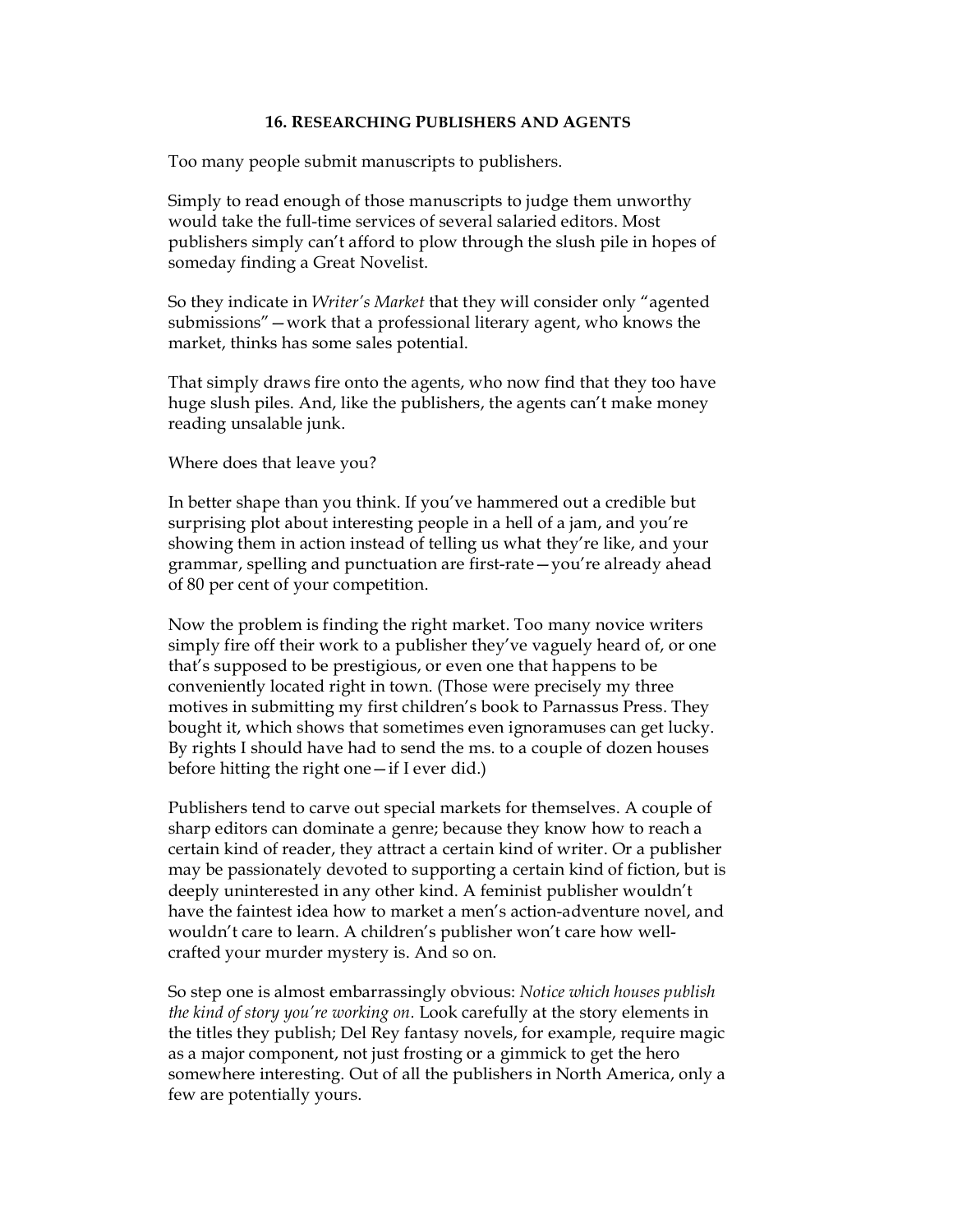## 16. RESEARCHING PUBLISHERS AND AGENTS

Too many people submit manuscripts to publishers.

Simply to read enough of those manuscripts to judge them unworthy would take the full-time services of several salaried editors. Most publishers simply can't afford to plow through the slush pile in hopes of someday finding a Great Novelist.

So they indicate in *Writer's Market* that they will consider only "agented submissions"—work that a professional literary agent, who knows the market, thinks has some sales potential.

That simply draws fire onto the agents, who now find that they too have huge slush piles. And, like the publishers, the agents can't make money reading unsalable junk.

Where does that leave you?

In better shape than you think. If you've hammered out a credible but surprising plot about interesting people in a hell of a jam, and you're showing them in action instead of telling us what they're like, and your grammar, spelling and punctuation are first-rate—you're already ahead of 80 per cent of your competition.

Now the problem is finding the right market. Too many novice writers simply fire off their work to a publisher they've vaguely heard of, or one that's supposed to be prestigious, or even one that happens to be conveniently located right in town. (Those were precisely my three motives in submitting my first children's book to Parnassus Press. They bought it, which shows that sometimes even ignoramuses can get lucky. By rights I should have had to send the ms. to a couple of dozen houses before hitting the right one—if I ever did.)

Publishers tend to carve out special markets for themselves. A couple of sharp editors can dominate a genre; because they know how to reach a certain kind of reader, they attract a certain kind of writer. Or a publisher may be passionately devoted to supporting a certain kind of fiction, but is deeply uninterested in any other kind. A feminist publisher wouldn't have the faintest idea how to market a men's action-adventure novel, and wouldn't care to learn. A children's publisher won't care how well-crafted your murder mystery is. And so on.

So step one is almost embarrassingly obvious: *Notice which houses publish the kind of story you're working on.* Look carefully at the story elements in the titles they publish; Del Rey fantasy novels, for example, require magic as a major component, not just frosting or a gimmick to get the hero somewhere interesting. Out of all the publishers in North America, only a few are potentially yours.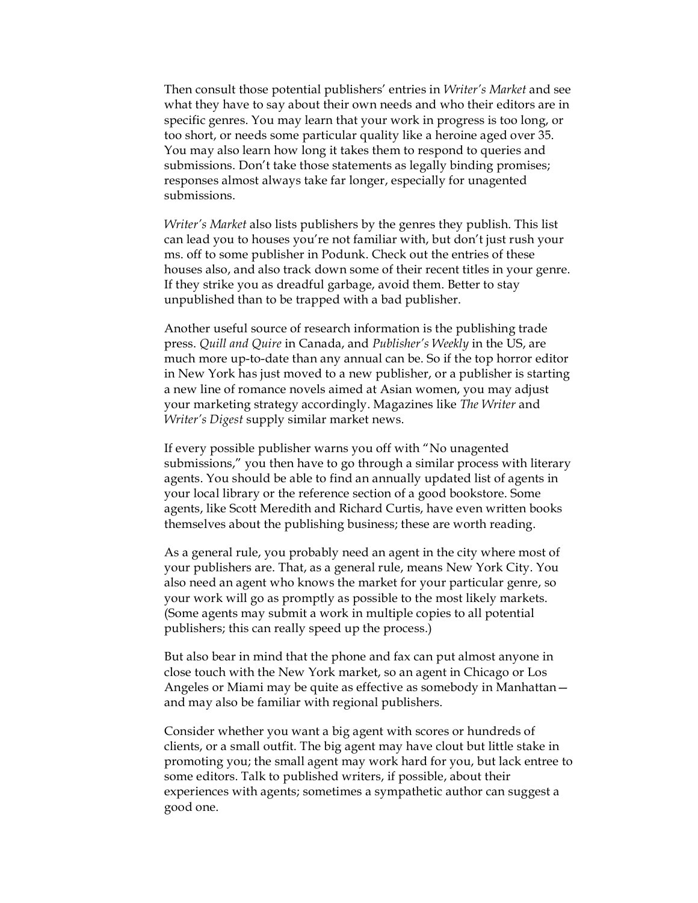Then consult those potential publishers' entries in *Writer's Market* and see what they have to say about their own needs and who their editors are in specific genres. You may learn that your work in progress is too long, or too short, or needs some particular quality like a heroine aged over 35. You may also learn how long it takes them to respond to queries and submissions. Don't take those statements as legally binding promises; responses almost always take far longer, especially for unagented submissions.

*Writer's Market* also lists publishers by the genres they publish. This list can lead you to houses you're not familiar with, but don't just rush your ms. off to some publisher in Podunk. Check out the entries of these houses also, and also track down some of their recent titles in your genre. If they strike you as dreadful garbage, avoid them. Better to stay unpublished than to be trapped with a bad publisher.

Another useful source of research information is the publishing trade press. *Quill and Quire* in Canada, and *Publisher's Weekly* in the US, are much more up-to-date than any annual can be. So if the top horror editor in New York has just moved to a new publisher, or a publisher is starting a new line of romance novels aimed at Asian women, you may adjust your marketing strategy accordingly. Magazines like *The Writer* and *Writer's Digest* supply similar market news.

If every possible publisher warns you off with "No unagented submissions," you then have to go through a similar process with literary agents. You should be able to find an annually updated list of agents in your local library or the reference section of a good bookstore. Some agents, like Scott Meredith and Richard Curtis, have even written books themselves about the publishing business; these are worth reading.

As a general rule, you probably need an agent in the city where most of your publishers are. That, as a general rule, means New York City. You also need an agent who knows the market for your particular genre, so your work will go as promptly as possible to the most likely markets. (Some agents may submit a work in multiple copies to all potential publishers; this can really speed up the process.)

But also bear in mind that the phone and fax can put almost anyone in close touch with the New York market, so an agent in Chicago or Los Angeles or Miami may be quite as effective as somebody in Manhattan—and may also be familiar with regional publishers.

Consider whether you want a big agent with scores or hundreds of clients, or a small outfit. The big agent may have clout but little stake in promoting you; the small agent may work hard for you, but lack entree to some editors. Talk to published writers, if possible, about their experiences with agents; sometimes a sympathetic author can suggest a good one.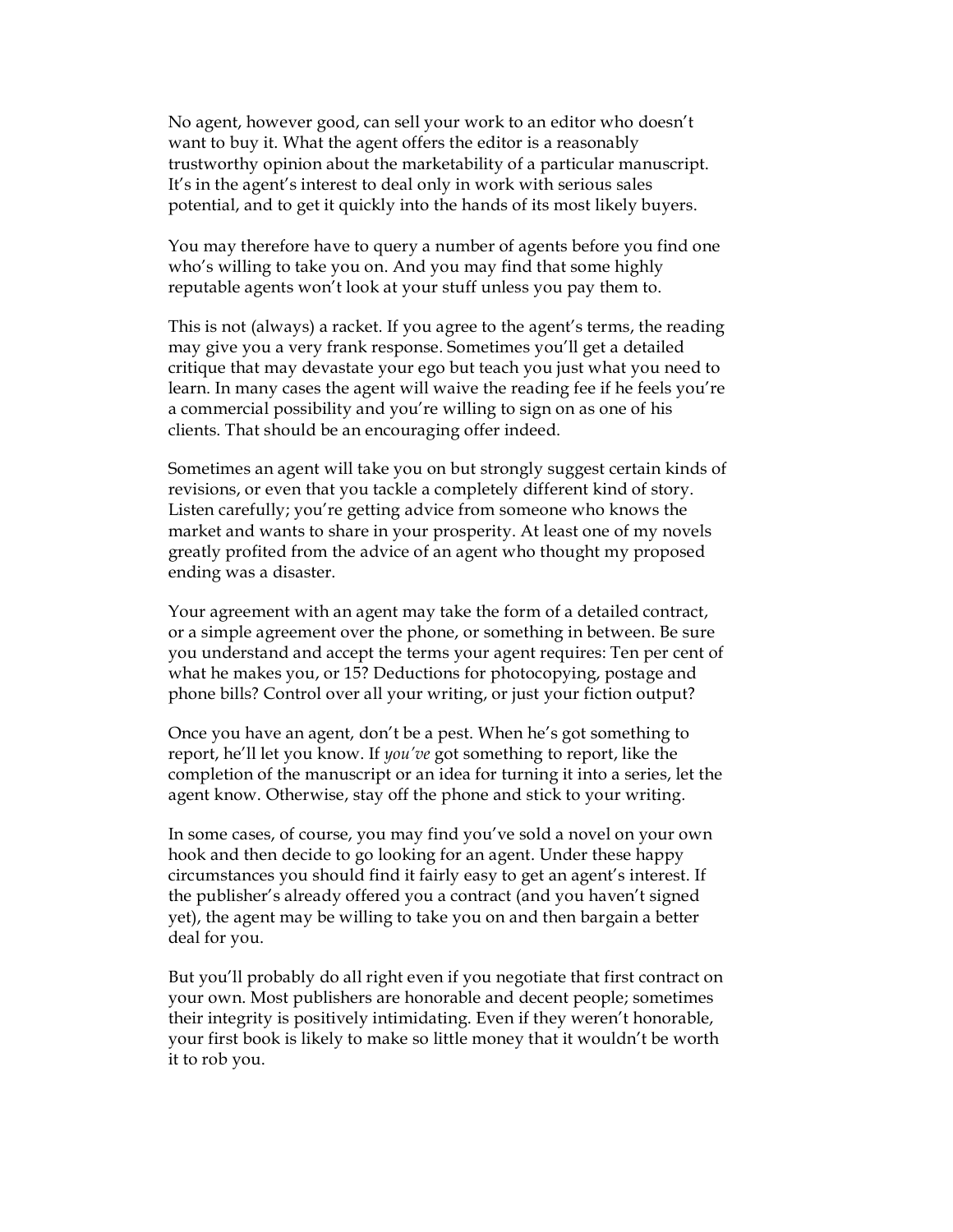No agent, however good, can sell your work to an editor who doesn't want to buy it. What the agent offers the editor is a reasonably trustworthy opinion about the marketability of a particular manuscript. It's in the agent's interest to deal only in work with serious sales potential, and to get it quickly into the hands of its most likely buyers.

You may therefore have to query a number of agents before you find one who's willing to take you on. And you may find that some highly reputable agents won't look at your stuff unless you pay them to.

This is not (always) a racket. If you agree to the agent's terms, the reading may give you a very frank response. Sometimes you'll get a detailed critique that may devastate your ego but teach you just what you need to learn. In many cases the agent will waive the reading fee if he feels you're a commercial possibility and you're willing to sign on as one of his clients. That should be an encouraging offer indeed.

Sometimes an agent will take you on but strongly suggest certain kinds of revisions, or even that you tackle a completely different kind of story. Listen carefully; you're getting advice from someone who knows the market and wants to share in your prosperity. At least one of my novels greatly profited from the advice of an agent who thought my proposed ending was a disaster.

Your agreement with an agent may take the form of a detailed contract, or a simple agreement over the phone, or something in between. Be sure you understand and accept the terms your agent requires: Ten per cent of what he makes you, or 15? Deductions for photocopying, postage and phone bills? Control over all your writing, or just your fiction output?

Once you have an agent, don't be a pest. When he's got something to report, he'll let you know. If *you've* got something to report, like the completion of the manuscript or an idea for turning it into a series, let the agent know. Otherwise, stay off the phone and stick to your writing.

In some cases, of course, you may find you've sold a novel on your own hook and then decide to go looking for an agent. Under these happy circumstances you should find it fairly easy to get an agent's interest. If the publisher's already offered you a contract (and you haven't signed yet), the agent may be willing to take you on and then bargain a better deal for you.

But you'll probably do all right even if you negotiate that first contract on your own. Most publishers are honorable and decent people; sometimes their integrity is positively intimidating. Even if they weren't honorable, your first book is likely to make so little money that it wouldn't be worth it to rob you.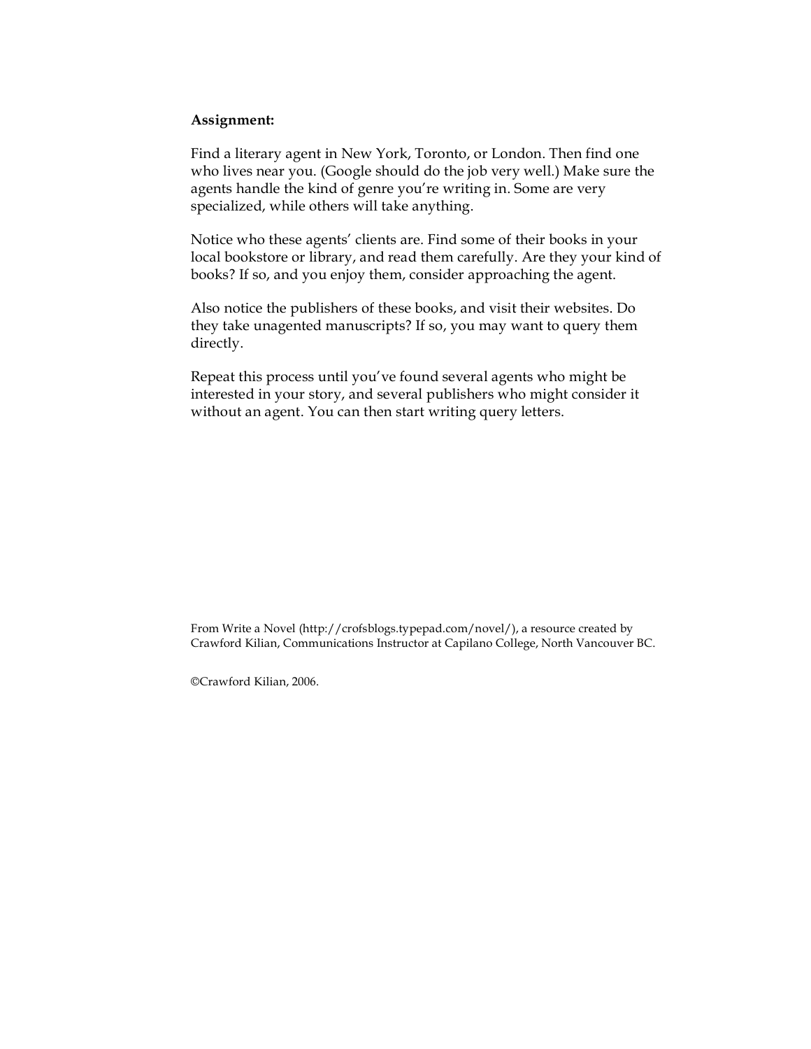**Assignment:**

Find a literary agent in New York, Toronto, or London. Then find one who lives near you. (Google should do the job very well.) Make sure the agents handle the kind of genre you're writing in. Some are very specialized, while others will take anything.

Notice who these agents' clients are. Find some of their books in your local bookstore or library, and read them carefully. Are they your kind of books? If so, and you enjoy them, consider approaching the agent.

Also notice the publishers of these books, and visit their websites. Do they take unagented manuscripts? If so, you may want to query them directly.

Repeat this process until you've found several agents who might be interested in your story, and several publishers who might consider it without an agent. You can then start writing query letters.

From Write a Novel (http://crofsblogs.typepad.com/novel/), a resource created by Crawford Kilian, Communications Instructor at Capilano College, North Vancouver BC.

©Crawford Kilian, 2006.